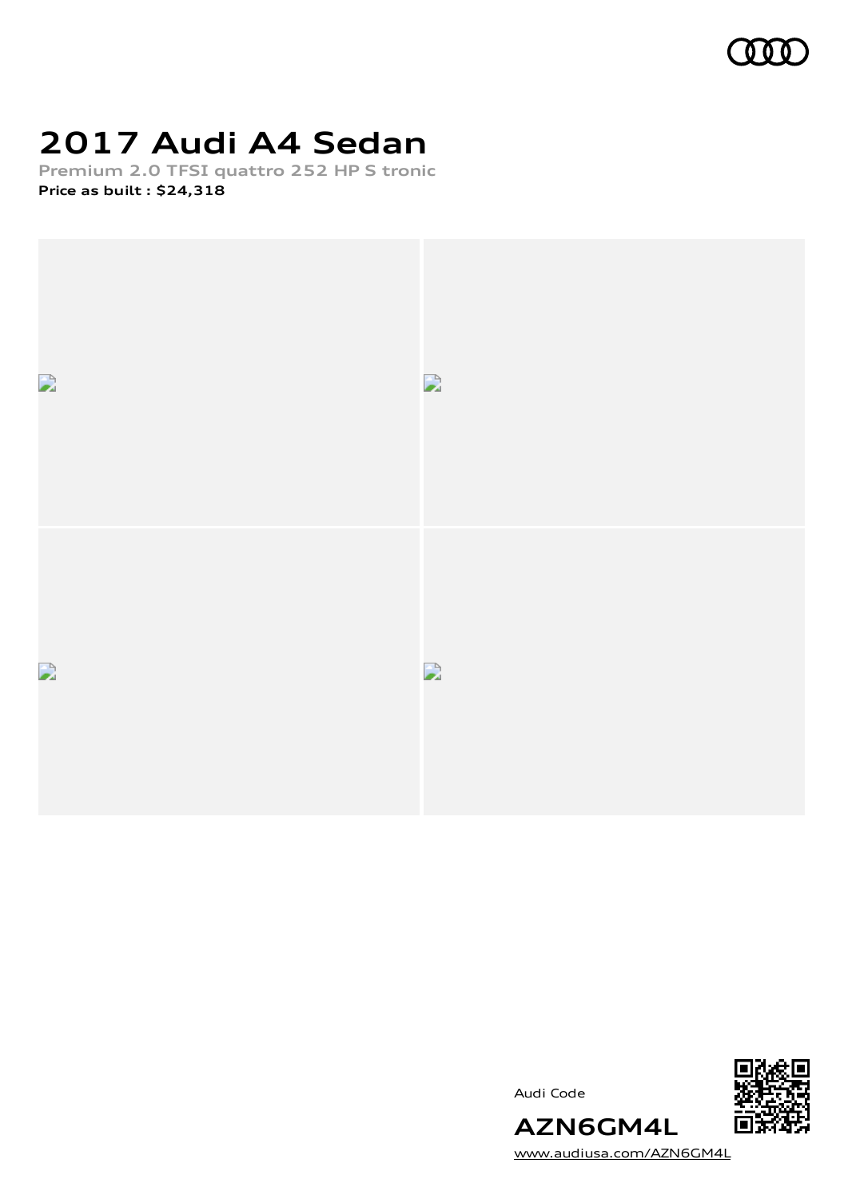# 2017 Audi A4 Sedan

**Premium 2.0 TFSI quattro 252 HP S tronic**

**Price as built : $24,318**

Audi Code

**AZN6GM4L**

www.audiusa.com/AZN6GM4L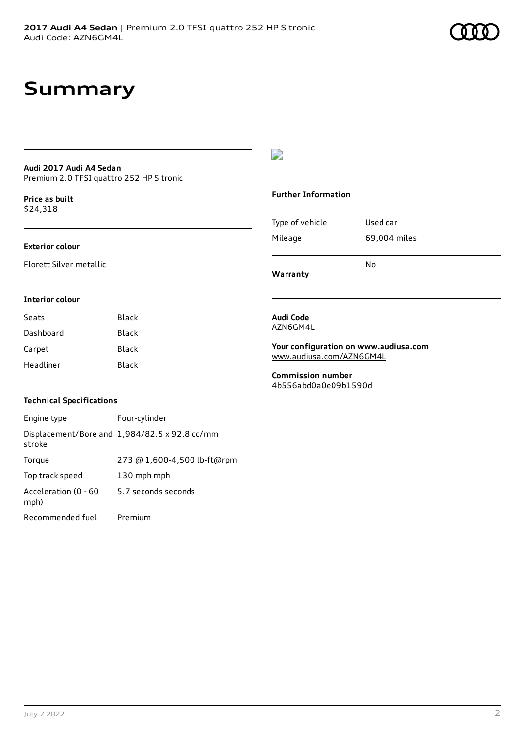# Summary

**Audi 2017 Audi A4 Sedan**
Premium 2.0 TFSI quattro 252 HP S tronic

**Price as built**
$24,318

### Exterior colour

Florett Silver metallic

### Interior colour

| | |
|---|---|
| Seats | Black |
| Dashboard | Black |
| Carpet | Black |
| Headliner | Black |

### Technical Specifications

| | |
|---|---|
| Engine type | Four-cylinder |
| Displacement/Bore and stroke | 1,984/82.5 x 92.8 cc/mm |
| Torque | 273 @ 1,600-4,500 lb-ft@rpm |
| Top track speed | 130 mph mph |
| Acceleration (0 - 60 mph) | 5.7 seconds seconds |
| Recommended fuel | Premium |

### Further Information

| | |
|---|---|
| Type of vehicle | Used car |
| Mileage | 69,004 miles |
| **Warranty** | No |

**Audi Code**
AZN6GM4L

**Your configuration on www.audiusa.com**
www.audiusa.com/AZN6GM4L

**Commission number**
4b556abd0a0e09b1590d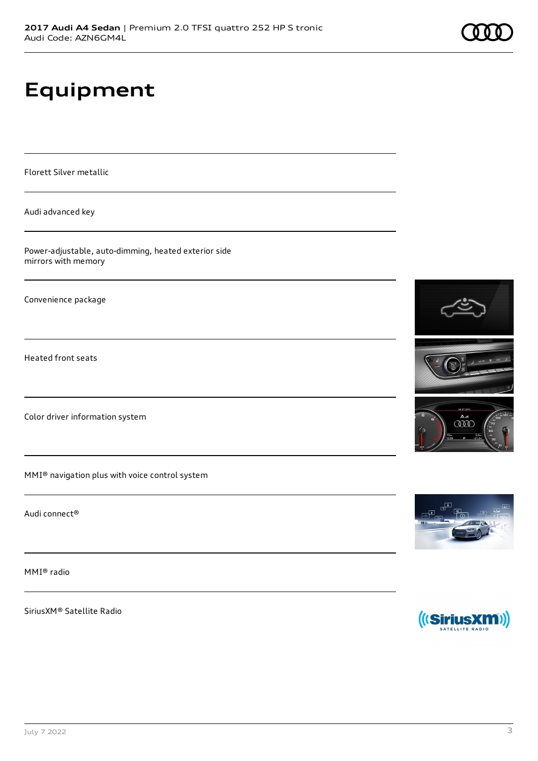# Equipment

Florett Silver metallic

Audi advanced key

Power-adjustable, auto-dimming, heated exterior side mirrors with memory

Convenience package

Heated front seats

Color driver information system

MMI® navigation plus with voice control system

Audi connect®

MMI® radio

SiriusXM® Satellite Radio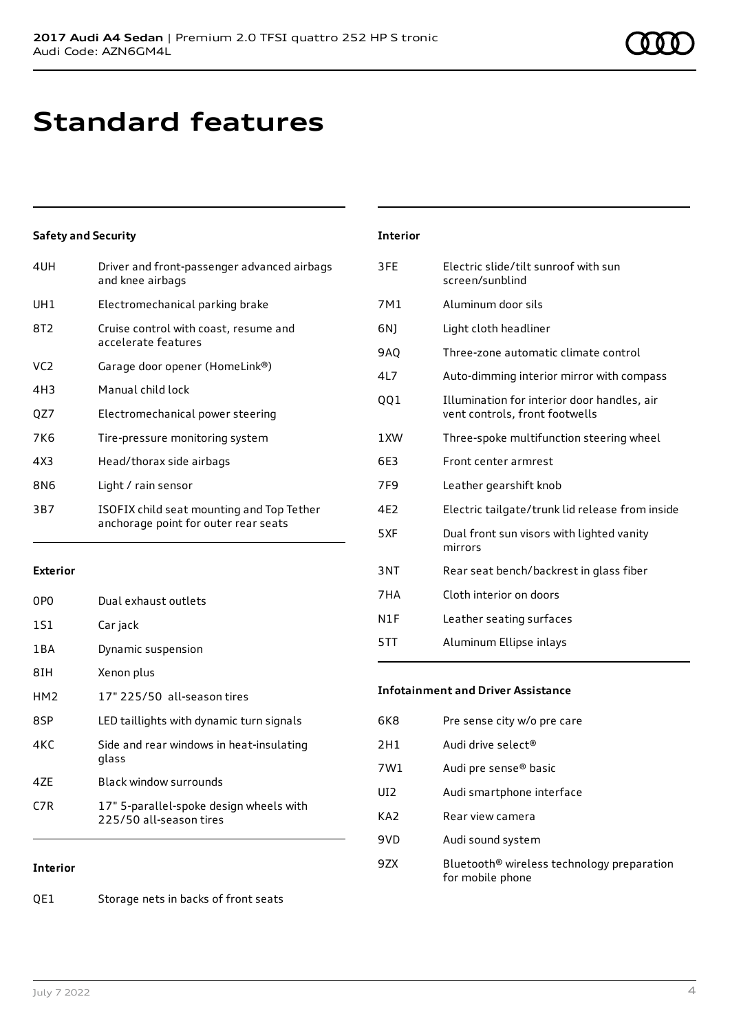# Standard features

### Safety and Security

| | |
|---|---|
| 4UH | Driver and front-passenger advanced airbags and knee airbags |
| UH1 | Electromechanical parking brake |
| 8T2 | Cruise control with coast, resume and accelerate features |
| VC2 | Garage door opener (HomeLink®) |
| 4H3 | Manual child lock |
| QZ7 | Electromechanical power steering |
| 7K6 | Tire-pressure monitoring system |
| 4X3 | Head/thorax side airbags |
| 8N6 | Light / rain sensor |
| 3B7 | ISOFIX child seat mounting and Top Tether anchorage point for outer rear seats |

### Exterior

| | |
|---|---|
| 0P0 | Dual exhaust outlets |
| 1S1 | Car jack |
| 1BA | Dynamic suspension |
| 8IH | Xenon plus |
| HM2 | 17" 225/50 all-season tires |
| 8SP | LED taillights with dynamic turn signals |
| 4KC | Side and rear windows in heat-insulating glass |
| 4ZE | Black window surrounds |
| C7R | 17" 5-parallel-spoke design wheels with 225/50 all-season tires |

### Interior

| | |
|---|---|
| QE1 | Storage nets in backs of front seats |
| 3FE | Electric slide/tilt sunroof with sun screen/sunblind |
| 7M1 | Aluminum door sils |
| 6NJ | Light cloth headliner |
| 9AQ | Three-zone automatic climate control |
| 4L7 | Auto-dimming interior mirror with compass |
| QQ1 | Illumination for interior door handles, air vent controls, front footwells |
| 1XW | Three-spoke multifunction steering wheel |
| 6E3 | Front center armrest |
| 7F9 | Leather gearshift knob |
| 4E2 | Electric tailgate/trunk lid release from inside |
| 5XF | Dual front sun visors with lighted vanity mirrors |
| 3NT | Rear seat bench/backrest in glass fiber |
| 7HA | Cloth interior on doors |
| N1F | Leather seating surfaces |
| 5TT | Aluminum Ellipse inlays |

### Infotainment and Driver Assistance

| | |
|---|---|
| 6K8 | Pre sense city w/o pre care |
| 2H1 | Audi drive select® |
| 7W1 | Audi pre sense® basic |
| UI2 | Audi smartphone interface |
| KA2 | Rear view camera |
| 9VD | Audi sound system |
| 9ZX | Bluetooth® wireless technology preparation for mobile phone |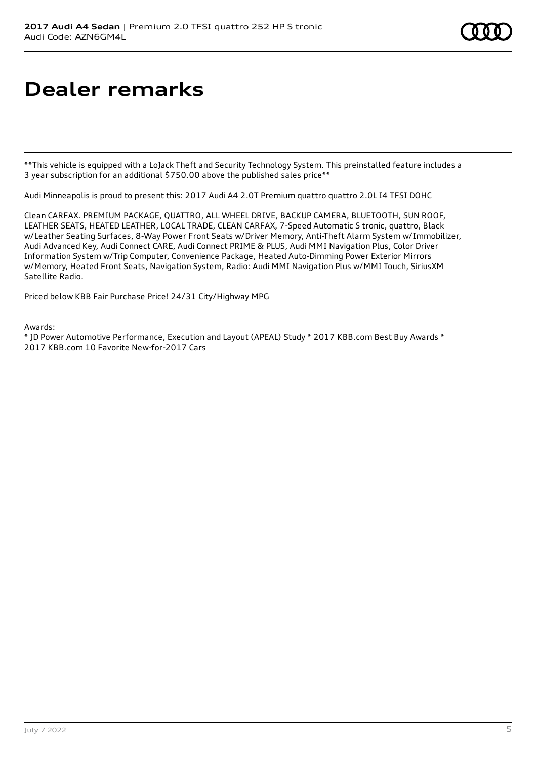# Dealer remarks

**This vehicle is equipped with a LoJack Theft and Security Technology System. This preinstalled feature includes a 3 year subscription for an additional $750.00 above the published sales price**

Audi Minneapolis is proud to present this: 2017 Audi A4 2.0T Premium quattro quattro 2.0L I4 TFSI DOHC

Clean CARFAX. PREMIUM PACKAGE, QUATTRO, ALL WHEEL DRIVE, BACKUP CAMERA, BLUETOOTH, SUN ROOF, LEATHER SEATS, HEATED LEATHER, LOCAL TRADE, CLEAN CARFAX, 7-Speed Automatic S tronic, quattro, Black w/Leather Seating Surfaces, 8-Way Power Front Seats w/Driver Memory, Anti-Theft Alarm System w/Immobilizer, Audi Advanced Key, Audi Connect CARE, Audi Connect PRIME & PLUS, Audi MMI Navigation Plus, Color Driver Information System w/Trip Computer, Convenience Package, Heated Auto-Dimming Power Exterior Mirrors w/Memory, Heated Front Seats, Navigation System, Radio: Audi MMI Navigation Plus w/MMI Touch, SiriusXM Satellite Radio.

Priced below KBB Fair Purchase Price! 24/31 City/Highway MPG

Awards:
* JD Power Automotive Performance, Execution and Layout (APEAL) Study * 2017 KBB.com Best Buy Awards * 2017 KBB.com 10 Favorite New-for-2017 Cars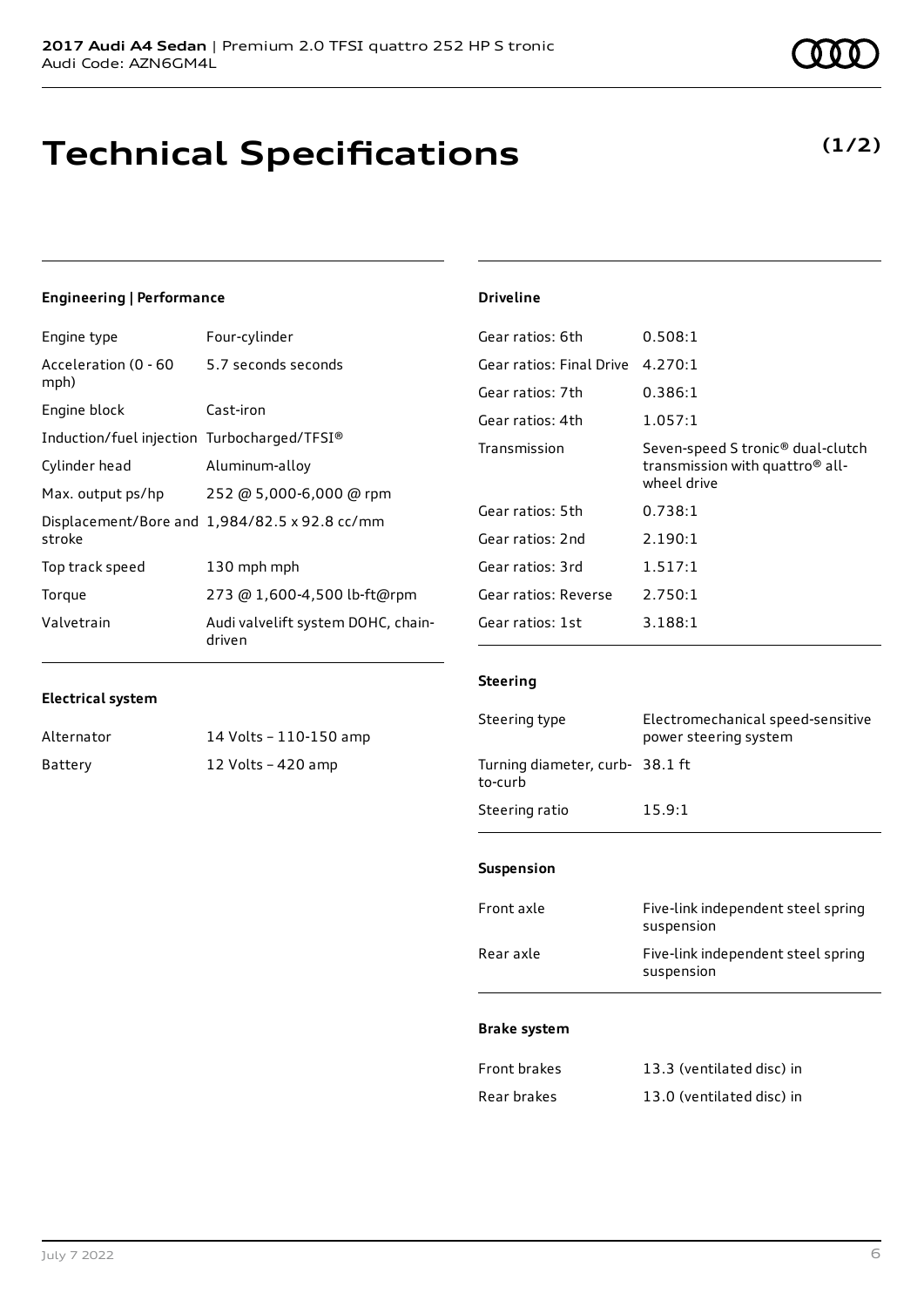# Technical Specifications

**(1/2)**

### Engineering | Performance

| | |
|---|---|
| Engine type | Four-cylinder |
| Acceleration (0 - 60 mph) | 5.7 seconds seconds |
| Engine block | Cast-iron |
| Induction/fuel injection | Turbocharged/TFSI® |
| Cylinder head | Aluminum-alloy |
| Max. output ps/hp | 252 @ 5,000-6,000 @ rpm |
| Displacement/Bore and stroke | 1,984/82.5 x 92.8 cc/mm |
| Top track speed | 130 mph mph |
| Torque | 273 @ 1,600-4,500 lb-ft@rpm |
| Valvetrain | Audi valvelift system DOHC, chain-driven |

### Electrical system

| | |
|---|---|
| Alternator | 14 Volts – 110-150 amp |
| Battery | 12 Volts – 420 amp |

### Driveline

| | |
|---|---|
| Gear ratios: 6th | 0.508:1 |
| Gear ratios: Final Drive | 4.270:1 |
| Gear ratios: 7th | 0.386:1 |
| Gear ratios: 4th | 1.057:1 |
| Transmission | Seven-speed S tronic® dual-clutch transmission with quattro® all-wheel drive |
| Gear ratios: 5th | 0.738:1 |
| Gear ratios: 2nd | 2.190:1 |
| Gear ratios: 3rd | 1.517:1 |
| Gear ratios: Reverse | 2.750:1 |
| Gear ratios: 1st | 3.188:1 |

### Steering

| | |
|---|---|
| Steering type | Electromechanical speed-sensitive power steering system |
| Turning diameter, curb-to-curb | 38.1 ft |
| Steering ratio | 15.9:1 |

### Suspension

| | |
|---|---|
| Front axle | Five-link independent steel spring suspension |
| Rear axle | Five-link independent steel spring suspension |

### Brake system

| | |
|---|---|
| Front brakes | 13.3 (ventilated disc) in |
| Rear brakes | 13.0 (ventilated disc) in |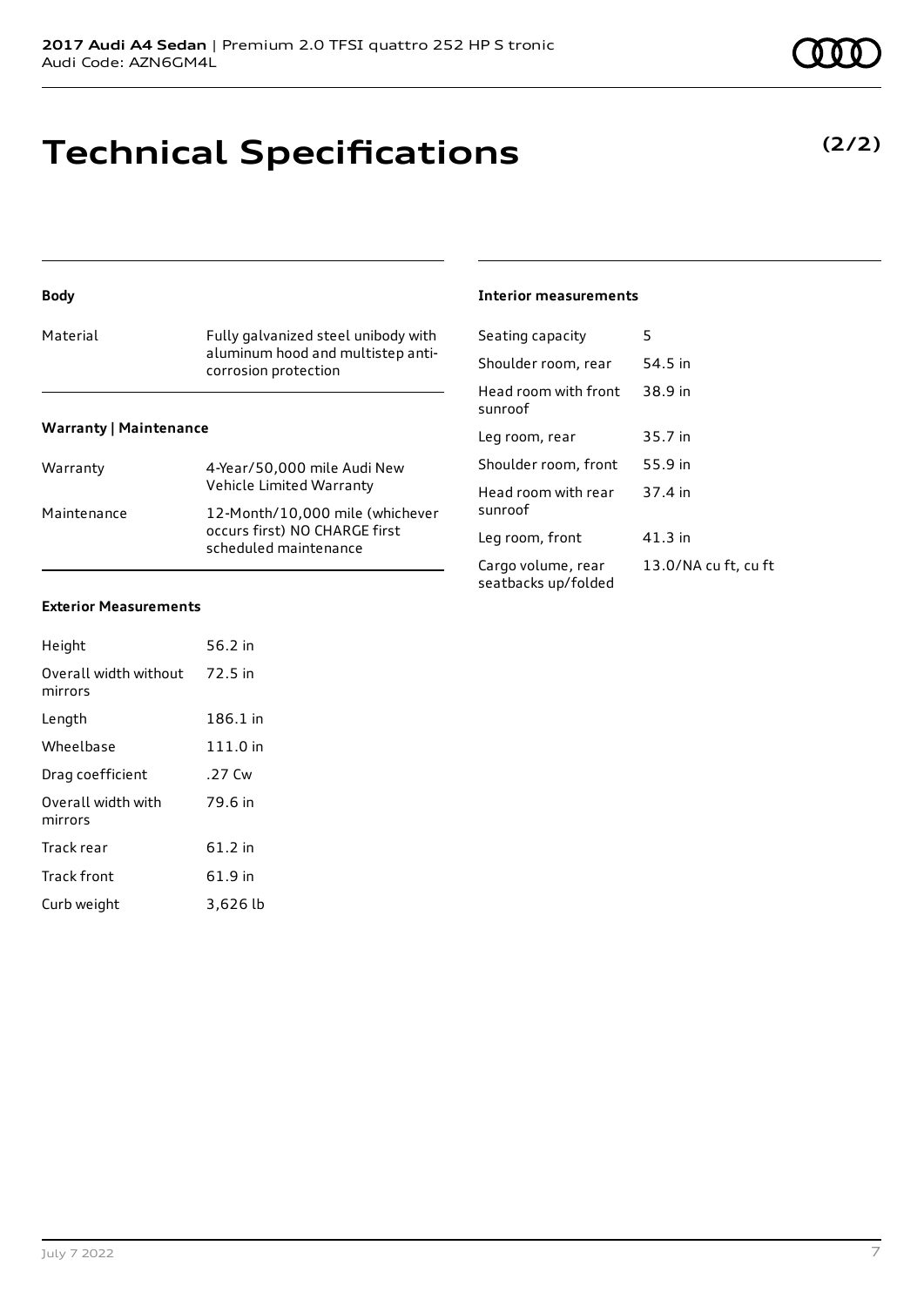# Technical Specifications

**(2/2)**

### Body

| Material | Fully galvanized steel unibody with aluminum hood and multistep anti-corrosion protection |
| --- | --- |

### Warranty | Maintenance

| Warranty | 4-Year/50,000 mile Audi New Vehicle Limited Warranty |
| --- | --- |
| Maintenance | 12-Month/10,000 mile (whichever occurs first) NO CHARGE first scheduled maintenance |

### Exterior Measurements

| Height | 56.2 in |
| --- | --- |
| Overall width without mirrors | 72.5 in |
| Length | 186.1 in |
| Wheelbase | 111.0 in |
| Drag coefficient | .27 Cw |
| Overall width with mirrors | 79.6 in |
| Track rear | 61.2 in |
| Track front | 61.9 in |
| Curb weight | 3,626 lb |

### Interior measurements

| Seating capacity | 5 |
| --- | --- |
| Shoulder room, rear | 54.5 in |
| Head room with front sunroof | 38.9 in |
| Leg room, rear | 35.7 in |
| Shoulder room, front | 55.9 in |
| Head room with rear sunroof | 37.4 in |
| Leg room, front | 41.3 in |
| Cargo volume, rear seatbacks up/folded | 13.0/NA cu ft, cu ft |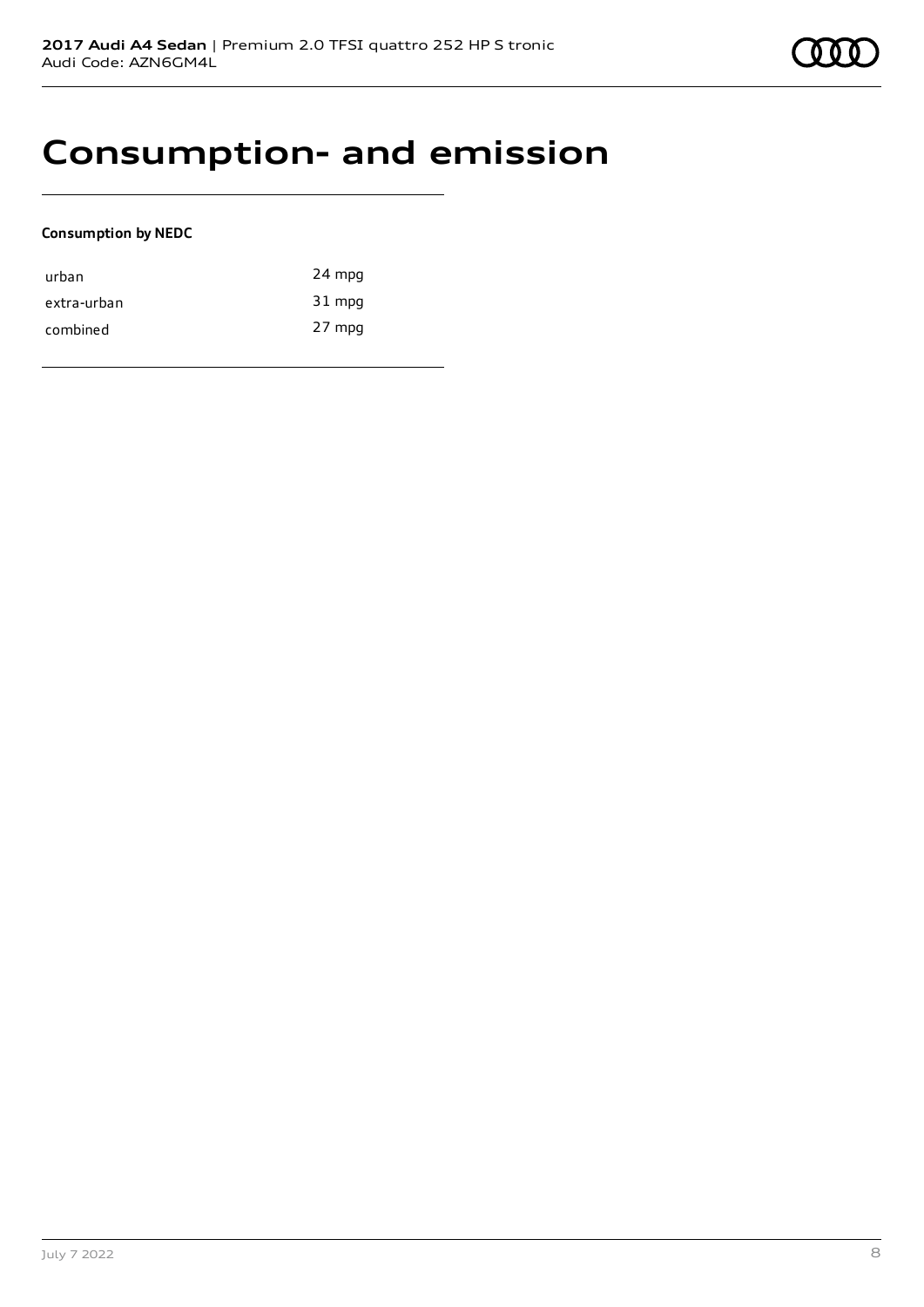# Consumption- and emission

**Consumption by NEDC**

| | |
|---|---|
| urban | 24 mpg |
| extra-urban | 31 mpg |
| combined | 27 mpg |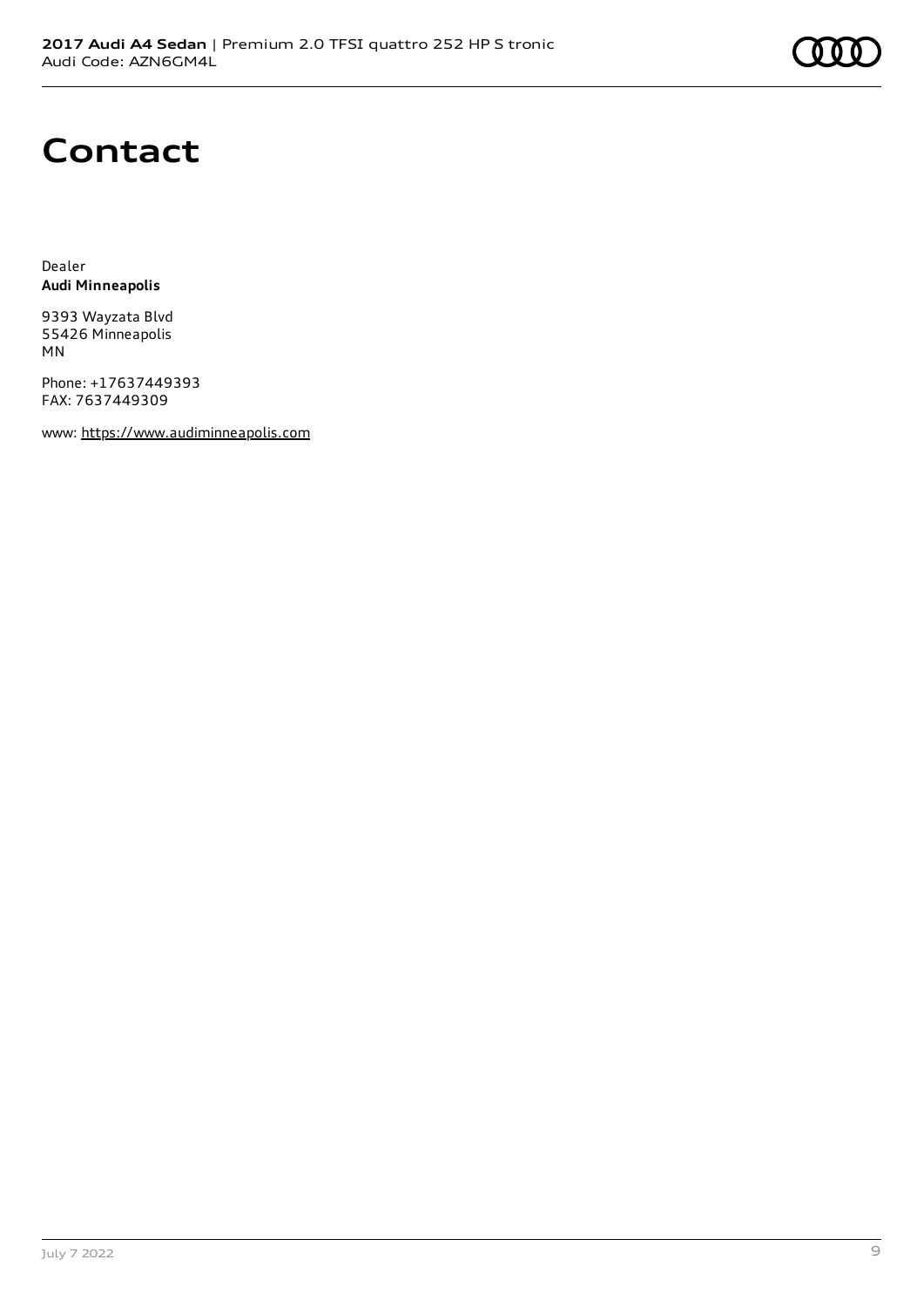# Contact

Dealer
**Audi Minneapolis**

9393 Wayzata Blvd
55426 Minneapolis
MN

Phone: +17637449393
FAX: 7637449309

www: https://www.audiminneapolis.com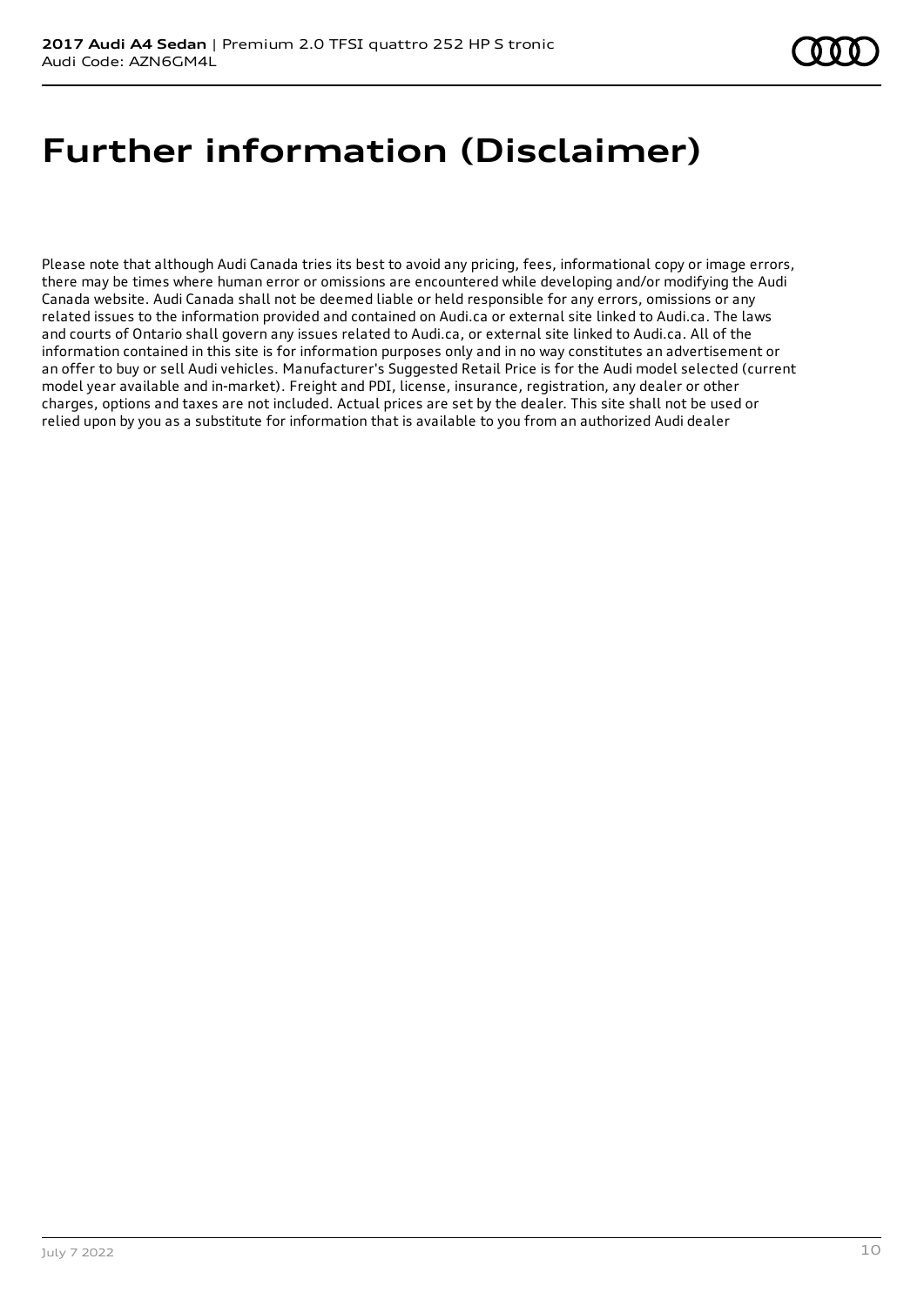# Further information (Disclaimer)

Please note that although Audi Canada tries its best to avoid any pricing, fees, informational copy or image errors, there may be times where human error or omissions are encountered while developing and/or modifying the Audi Canada website. Audi Canada shall not be deemed liable or held responsible for any errors, omissions or any related issues to the information provided and contained on Audi.ca or external site linked to Audi.ca. The laws and courts of Ontario shall govern any issues related to Audi.ca, or external site linked to Audi.ca. All of the information contained in this site is for information purposes only and in no way constitutes an advertisement or an offer to buy or sell Audi vehicles. Manufacturer's Suggested Retail Price is for the Audi model selected (current model year available and in-market). Freight and PDI, license, insurance, registration, any dealer or other charges, options and taxes are not included. Actual prices are set by the dealer. This site shall not be used or relied upon by you as a substitute for information that is available to you from an authorized Audi dealer